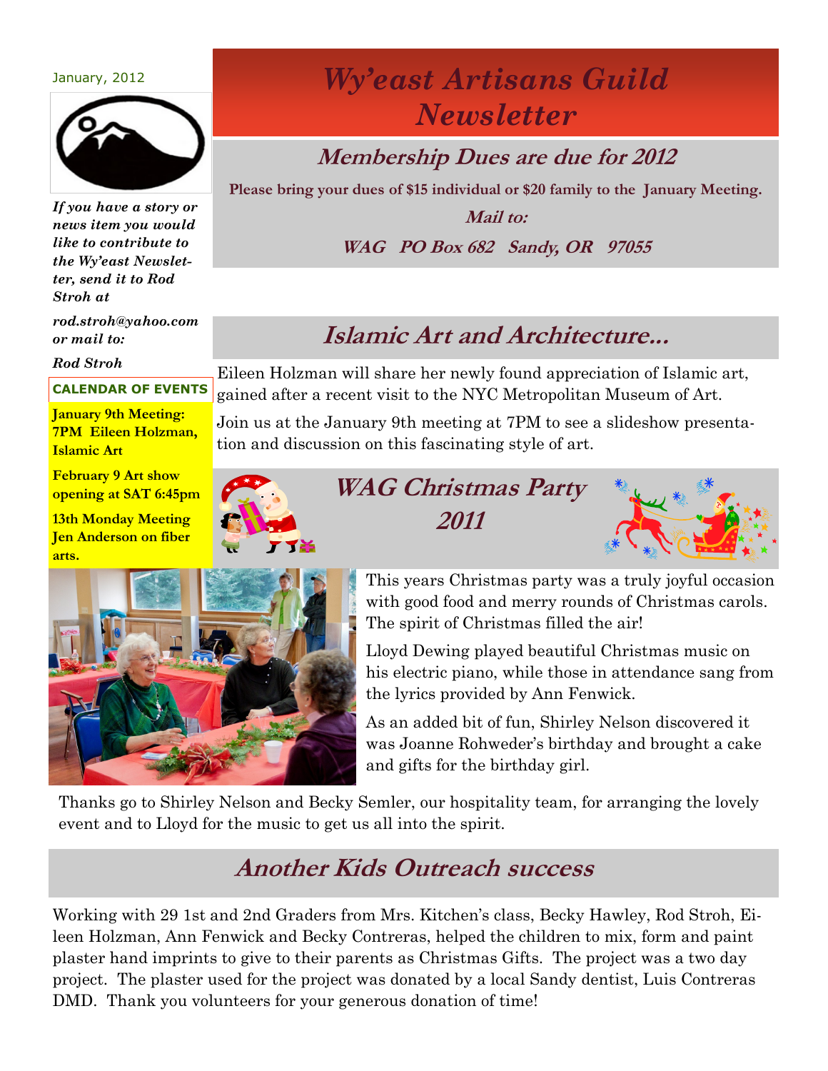January, 2012

# Wy'east Artisans Guild Newsletter

## Membership Dues are due for 2012

**Please bring your dues of $15 individual or $20 family to the January Meeting.**

***Mail to:***

***WAG PO Box 682 Sandy, OR 97055***

***If you have a story or news item you would like to contribute to the Wy'east Newsletter, send it to Rod Stroh at***

***rod.stroh@yahoo.com or mail to:***

***Rod Stroh***

**CALENDAR OF EVENTS**

**January 9th Meeting: 7PM Eileen Holzman, Islamic Art**

**February 9 Art show opening at SAT 6:45pm**

**13th Monday Meeting Jen Anderson on fiber arts.**

## Islamic Art and Architecture...

Eileen Holzman will share her newly found appreciation of Islamic art, gained after a recent visit to the NYC Metropolitan Museum of Art.

Join us at the January 9th meeting at 7PM to see a slideshow presentation and discussion on this fascinating style of art.

## WAG Christmas Party 2011

This years Christmas party was a truly joyful occasion with good food and merry rounds of Christmas carols. The spirit of Christmas filled the air!

Lloyd Dewing played beautiful Christmas music on his electric piano, while those in attendance sang from the lyrics provided by Ann Fenwick.

As an added bit of fun, Shirley Nelson discovered it was Joanne Rohweder's birthday and brought a cake and gifts for the birthday girl.

Thanks go to Shirley Nelson and Becky Semler, our hospitality team, for arranging the lovely event and to Lloyd for the music to get us all into the spirit.

## Another Kids Outreach success

Working with 29 1st and 2nd Graders from Mrs. Kitchen's class, Becky Hawley, Rod Stroh, Eileen Holzman, Ann Fenwick and Becky Contreras, helped the children to mix, form and paint plaster hand imprints to give to their parents as Christmas Gifts. The project was a two day project. The plaster used for the project was donated by a local Sandy dentist, Luis Contreras DMD. Thank you volunteers for your generous donation of time!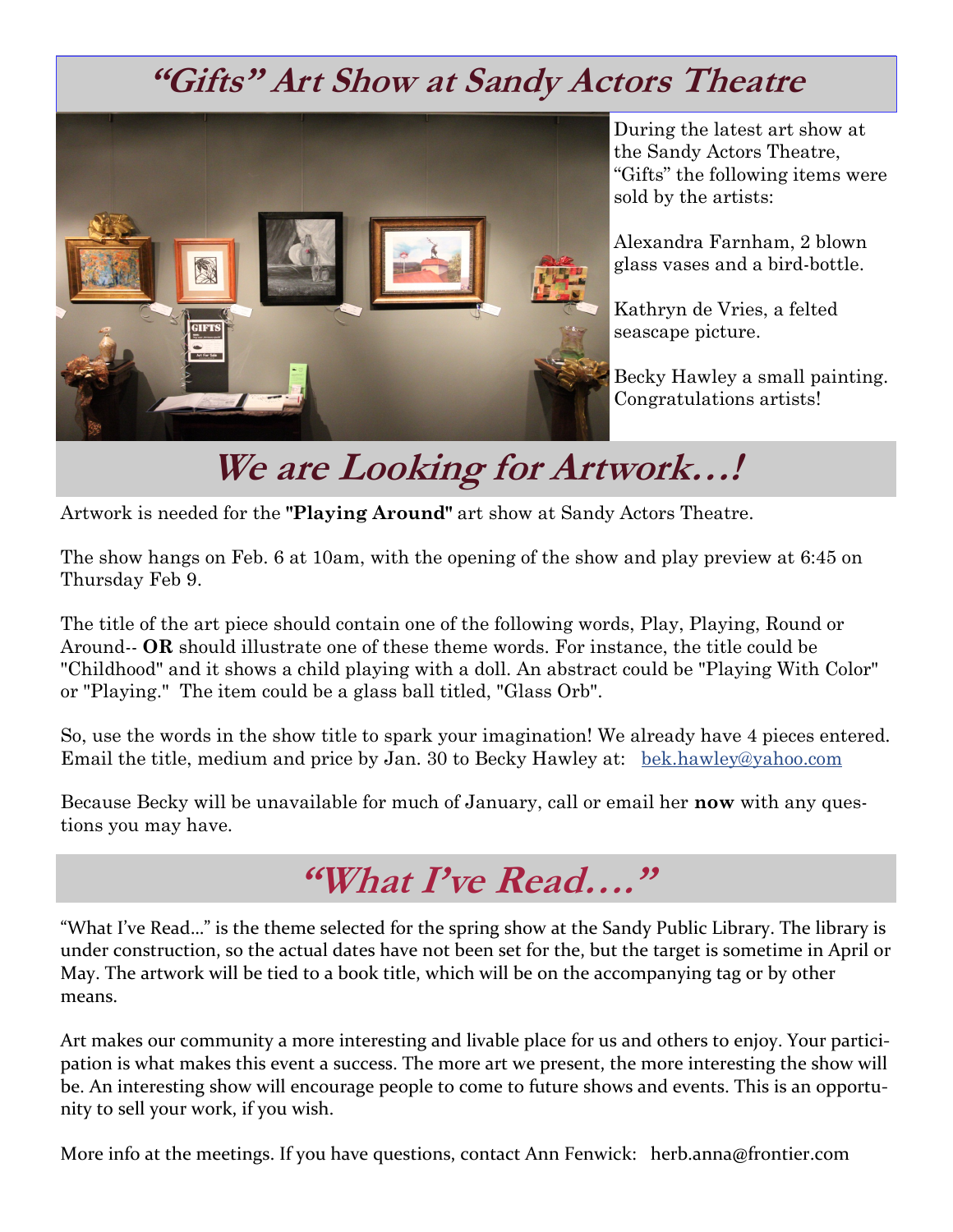# *"Gifts" Art Show at Sandy Actors Theatre*

During the latest art show at the Sandy Actors Theatre, "Gifts" the following items were sold by the artists:

Alexandra Farnham, 2 blown glass vases and a bird-bottle.

Kathryn de Vries, a felted seascape picture.

Becky Hawley a small painting. Congratulations artists!

# *We are Looking for Artwork…!*

Artwork is needed for the **"Playing Around"** art show at Sandy Actors Theatre.

The show hangs on Feb. 6 at 10am, with the opening of the show and play preview at 6:45 on Thursday Feb 9.

The title of the art piece should contain one of the following words, Play, Playing, Round or Around-- **OR** should illustrate one of these theme words. For instance, the title could be "Childhood" and it shows a child playing with a doll. An abstract could be "Playing With Color" or "Playing." The item could be a glass ball titled, "Glass Orb".

So, use the words in the show title to spark your imagination! We already have 4 pieces entered. Email the title, medium and price by Jan. 30 to Becky Hawley at: bek.hawley@yahoo.com

Because Becky will be unavailable for much of January, call or email her **now** with any questions you may have.

# *"What I've Read…."*

"What I've Read…" is the theme selected for the spring show at the Sandy Public Library. The library is under construction, so the actual dates have not been set for the, but the target is sometime in April or May. The artwork will be tied to a book title, which will be on the accompanying tag or by other means.

Art makes our community a more interesting and livable place for us and others to enjoy. Your participation is what makes this event a success. The more art we present, the more interesting the show will be. An interesting show will encourage people to come to future shows and events. This is an opportunity to sell your work, if you wish.

More info at the meetings. If you have questions, contact Ann Fenwick: herb.anna@frontier.com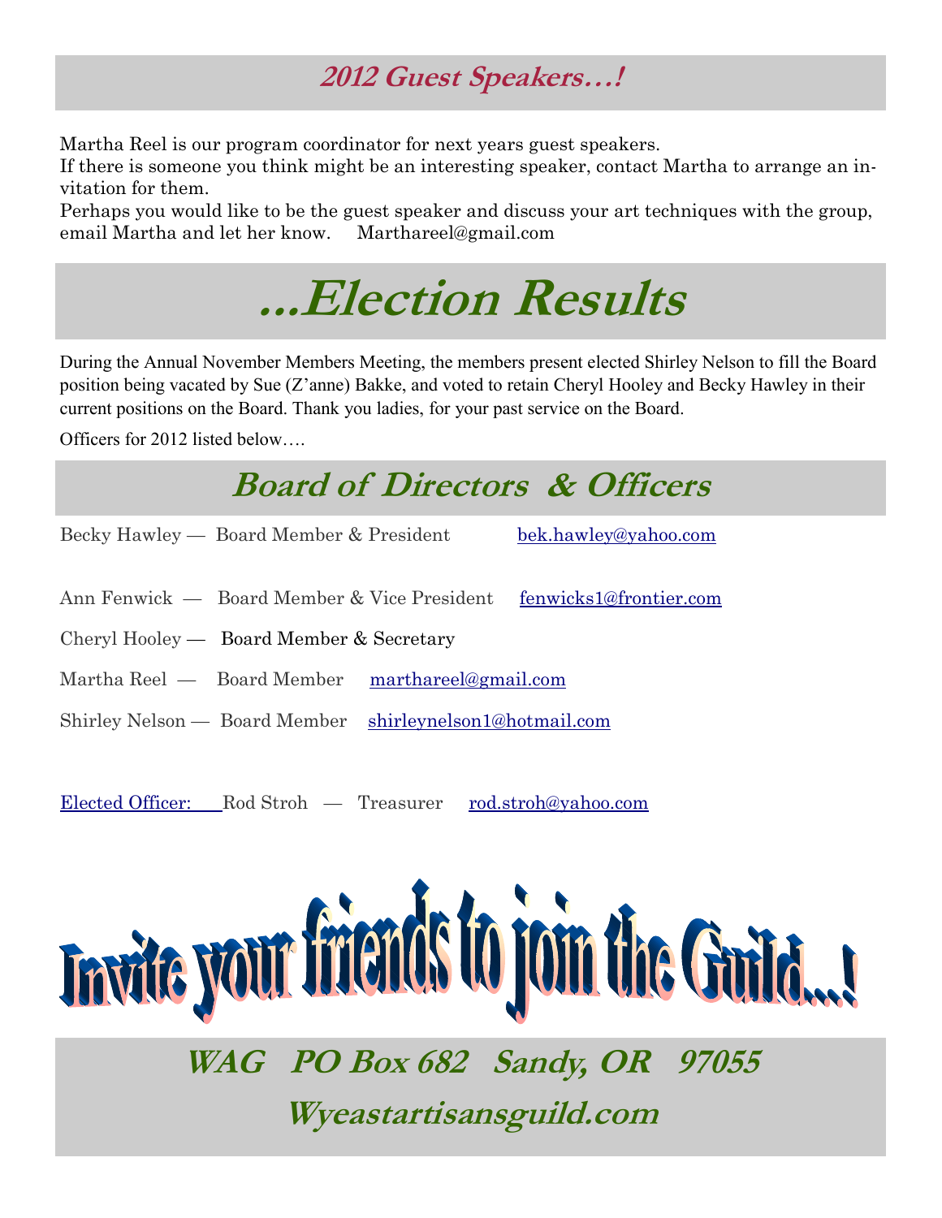## *2012 Guest Speakers…!*

Martha Reel is our program coordinator for next years guest speakers.
If there is someone you think might be an interesting speaker, contact Martha to arrange an invitation for them.
Perhaps you would like to be the guest speaker and discuss your art techniques with the group, email Martha and let her know. Marthareel@gmail.com

# *…Election Results*

During the Annual November Members Meeting, the members present elected Shirley Nelson to fill the Board position being vacated by Sue (Z'anne) Bakke, and voted to retain Cheryl Hooley and Becky Hawley in their current positions on the Board. Thank you ladies, for your past service on the Board.

Officers for 2012 listed below….

## *Board of Directors & Officers*

Becky Hawley — Board Member & President bek.hawley@yahoo.com

Ann Fenwick — Board Member & Vice President fenwicks1@frontier.com

Cheryl Hooley — Board Member & Secretary

Martha Reel — Board Member marthareel@gmail.com

Shirley Nelson — Board Member shirleynelson1@hotmail.com

Elected Officer: Rod Stroh — Treasurer rod.stroh@yahoo.com

# Invite your friends to join the Guild…!

***WAG PO Box 682 Sandy, OR 97055***

***Wyeastartisansguild.com***